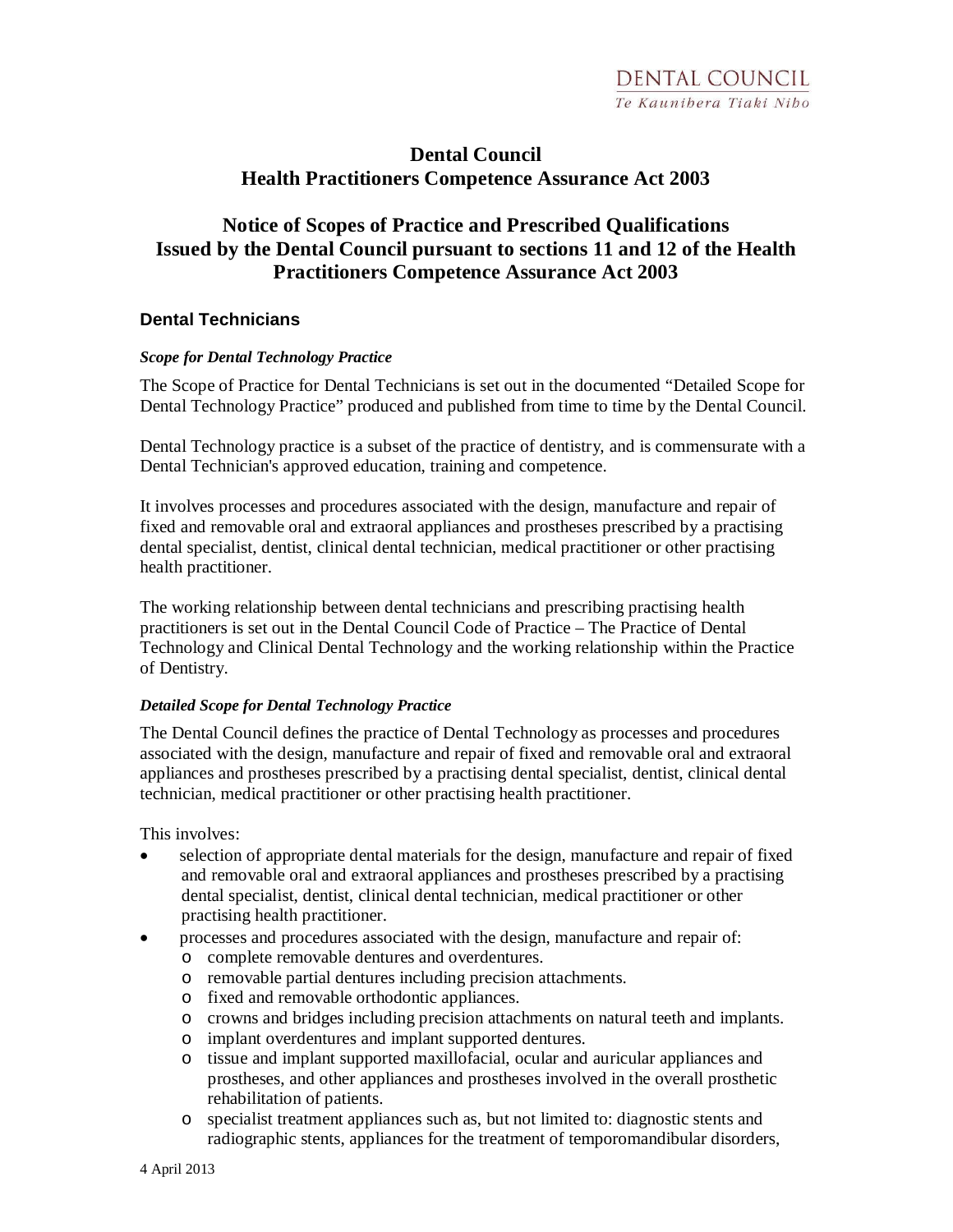DENTAL COUNCIL
*Te Kaunihera Tiaki Niho*

# Dental Council
# Health Practitioners Competence Assurance Act 2003

## Notice of Scopes of Practice and Prescribed Qualifications Issued by the Dental Council pursuant to sections 11 and 12 of the Health Practitioners Competence Assurance Act 2003

### Dental Technicians

***Scope for Dental Technology Practice***

The Scope of Practice for Dental Technicians is set out in the documented "Detailed Scope for Dental Technology Practice" produced and published from time to time by the Dental Council.

Dental Technology practice is a subset of the practice of dentistry, and is commensurate with a Dental Technician's approved education, training and competence.

It involves processes and procedures associated with the design, manufacture and repair of fixed and removable oral and extraoral appliances and prostheses prescribed by a practising dental specialist, dentist, clinical dental technician, medical practitioner or other practising health practitioner.

The working relationship between dental technicians and prescribing practising health practitioners is set out in the Dental Council Code of Practice – The Practice of Dental Technology and Clinical Dental Technology and the working relationship within the Practice of Dentistry.

***Detailed Scope for Dental Technology Practice***

The Dental Council defines the practice of Dental Technology as processes and procedures associated with the design, manufacture and repair of fixed and removable oral and extraoral appliances and prostheses prescribed by a practising dental specialist, dentist, clinical dental technician, medical practitioner or other practising health practitioner.

This involves:

- selection of appropriate dental materials for the design, manufacture and repair of fixed and removable oral and extraoral appliances and prostheses prescribed by a practising dental specialist, dentist, clinical dental technician, medical practitioner or other practising health practitioner.
- processes and procedures associated with the design, manufacture and repair of:
  - complete removable dentures and overdentures.
  - removable partial dentures including precision attachments.
  - fixed and removable orthodontic appliances.
  - crowns and bridges including precision attachments on natural teeth and implants.
  - implant overdentures and implant supported dentures.
  - tissue and implant supported maxillofacial, ocular and auricular appliances and prostheses, and other appliances and prostheses involved in the overall prosthetic rehabilitation of patients.
  - specialist treatment appliances such as, but not limited to: diagnostic stents and radiographic stents, appliances for the treatment of temporomandibular disorders,

4 April 2013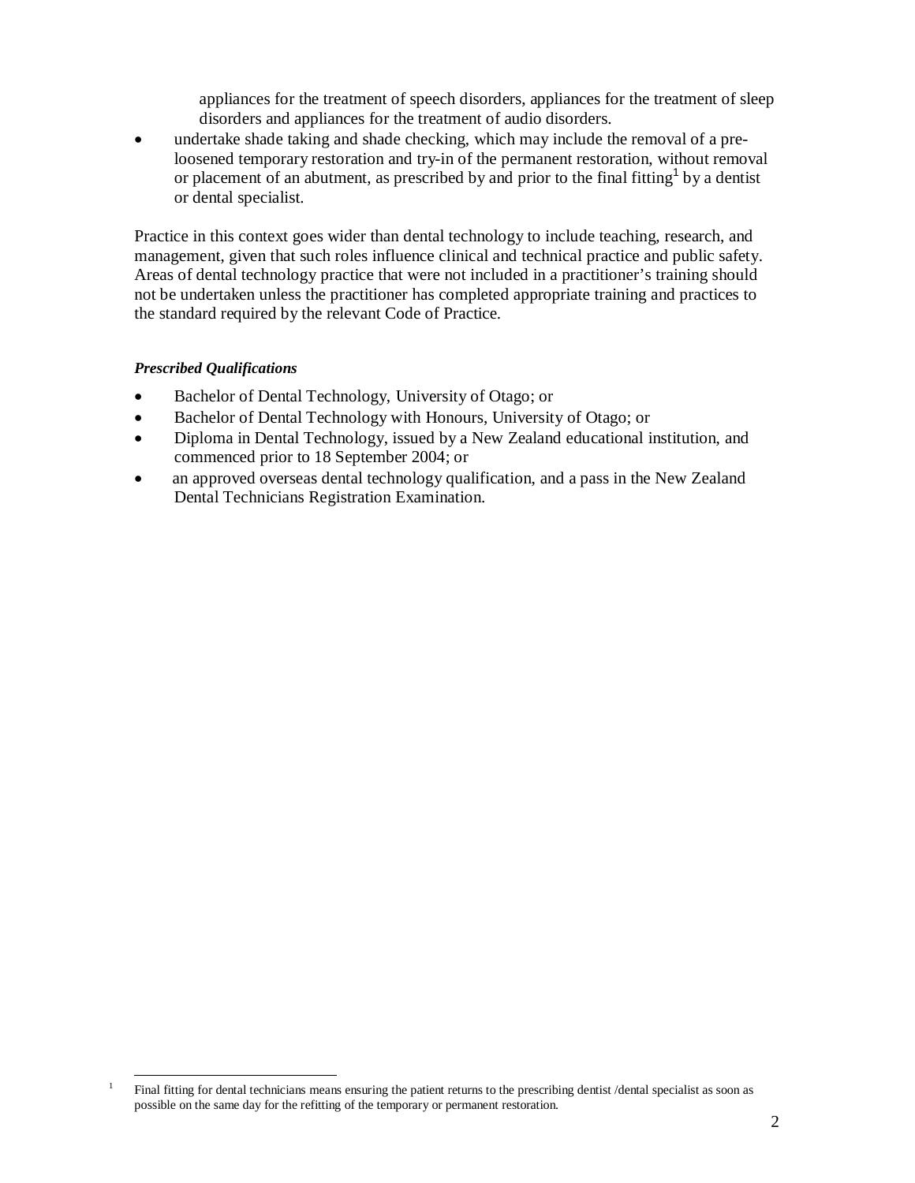appliances for the treatment of speech disorders, appliances for the treatment of sleep disorders and appliances for the treatment of audio disorders.

- undertake shade taking and shade checking, which may include the removal of a pre-loosened temporary restoration and try-in of the permanent restoration, without removal or placement of an abutment, as prescribed by and prior to the final fitting[1] by a dentist or dental specialist.

Practice in this context goes wider than dental technology to include teaching, research, and management, given that such roles influence clinical and technical practice and public safety. Areas of dental technology practice that were not included in a practitioner's training should not be undertaken unless the practitioner has completed appropriate training and practices to the standard required by the relevant Code of Practice.

***Prescribed Qualifications***

- Bachelor of Dental Technology, University of Otago; or
- Bachelor of Dental Technology with Honours, University of Otago; or
- Diploma in Dental Technology, issued by a New Zealand educational institution, and commenced prior to 18 September 2004; or
- an approved overseas dental technology qualification, and a pass in the New Zealand Dental Technicians Registration Examination.

[1] Final fitting for dental technicians means ensuring the patient returns to the prescribing dentist /dental specialist as soon as possible on the same day for the refitting of the temporary or permanent restoration.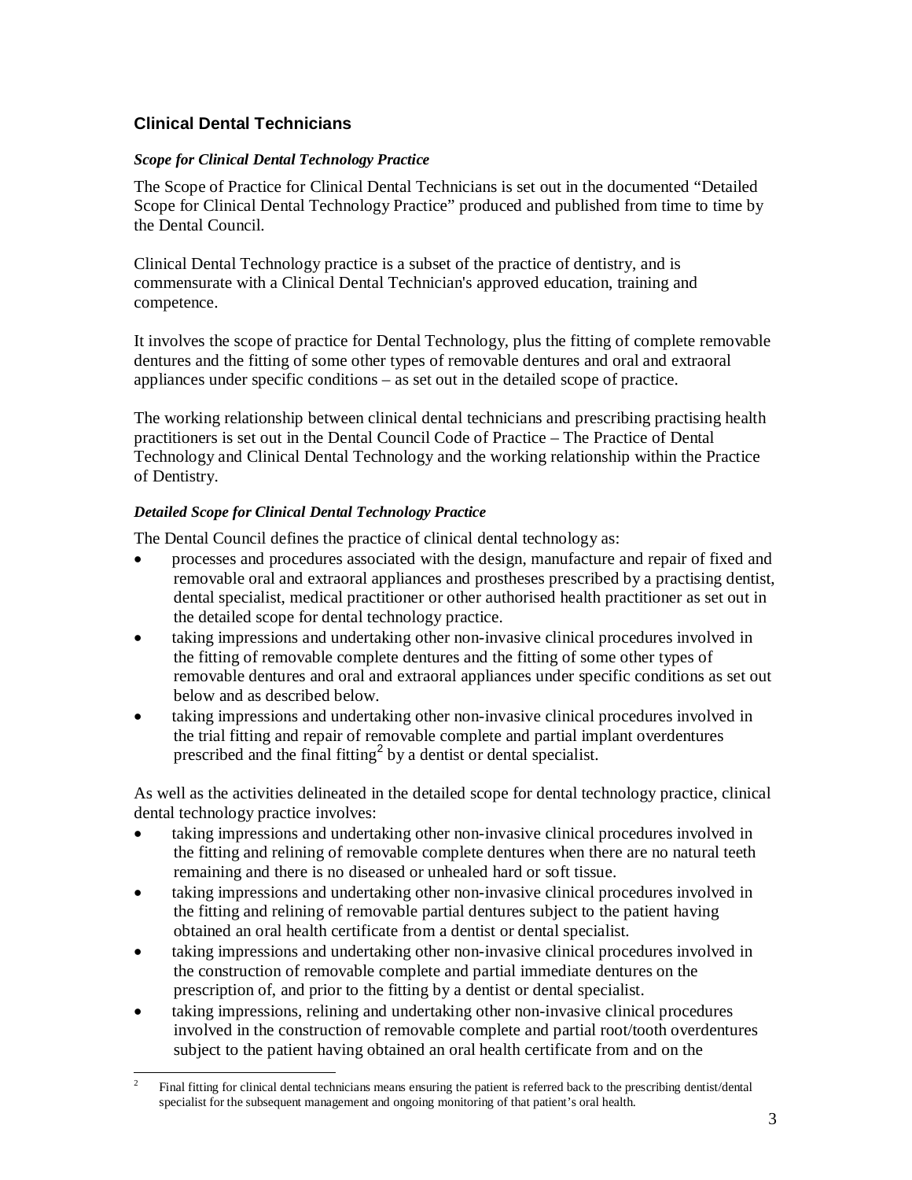## Clinical Dental Technicians

***Scope for Clinical Dental Technology Practice***

The Scope of Practice for Clinical Dental Technicians is set out in the documented "Detailed Scope for Clinical Dental Technology Practice" produced and published from time to time by the Dental Council.

Clinical Dental Technology practice is a subset of the practice of dentistry, and is commensurate with a Clinical Dental Technician's approved education, training and competence.

It involves the scope of practice for Dental Technology, plus the fitting of complete removable dentures and the fitting of some other types of removable dentures and oral and extraoral appliances under specific conditions – as set out in the detailed scope of practice.

The working relationship between clinical dental technicians and prescribing practising health practitioners is set out in the Dental Council Code of Practice – The Practice of Dental Technology and Clinical Dental Technology and the working relationship within the Practice of Dentistry.

***Detailed Scope for Clinical Dental Technology Practice***

The Dental Council defines the practice of clinical dental technology as:

- processes and procedures associated with the design, manufacture and repair of fixed and removable oral and extraoral appliances and prostheses prescribed by a practising dentist, dental specialist, medical practitioner or other authorised health practitioner as set out in the detailed scope for dental technology practice.
- taking impressions and undertaking other non-invasive clinical procedures involved in the fitting of removable complete dentures and the fitting of some other types of removable dentures and oral and extraoral appliances under specific conditions as set out below and as described below.
- taking impressions and undertaking other non-invasive clinical procedures involved in the trial fitting and repair of removable complete and partial implant overdentures prescribed and the final fitting[2] by a dentist or dental specialist.

As well as the activities delineated in the detailed scope for dental technology practice, clinical dental technology practice involves:

- taking impressions and undertaking other non-invasive clinical procedures involved in the fitting and relining of removable complete dentures when there are no natural teeth remaining and there is no diseased or unhealed hard or soft tissue.
- taking impressions and undertaking other non-invasive clinical procedures involved in the fitting and relining of removable partial dentures subject to the patient having obtained an oral health certificate from a dentist or dental specialist.
- taking impressions and undertaking other non-invasive clinical procedures involved in the construction of removable complete and partial immediate dentures on the prescription of, and prior to the fitting by a dentist or dental specialist.
- taking impressions, relining and undertaking other non-invasive clinical procedures involved in the construction of removable complete and partial root/tooth overdentures subject to the patient having obtained an oral health certificate from and on the

[2] Final fitting for clinical dental technicians means ensuring the patient is referred back to the prescribing dentist/dental specialist for the subsequent management and ongoing monitoring of that patient's oral health.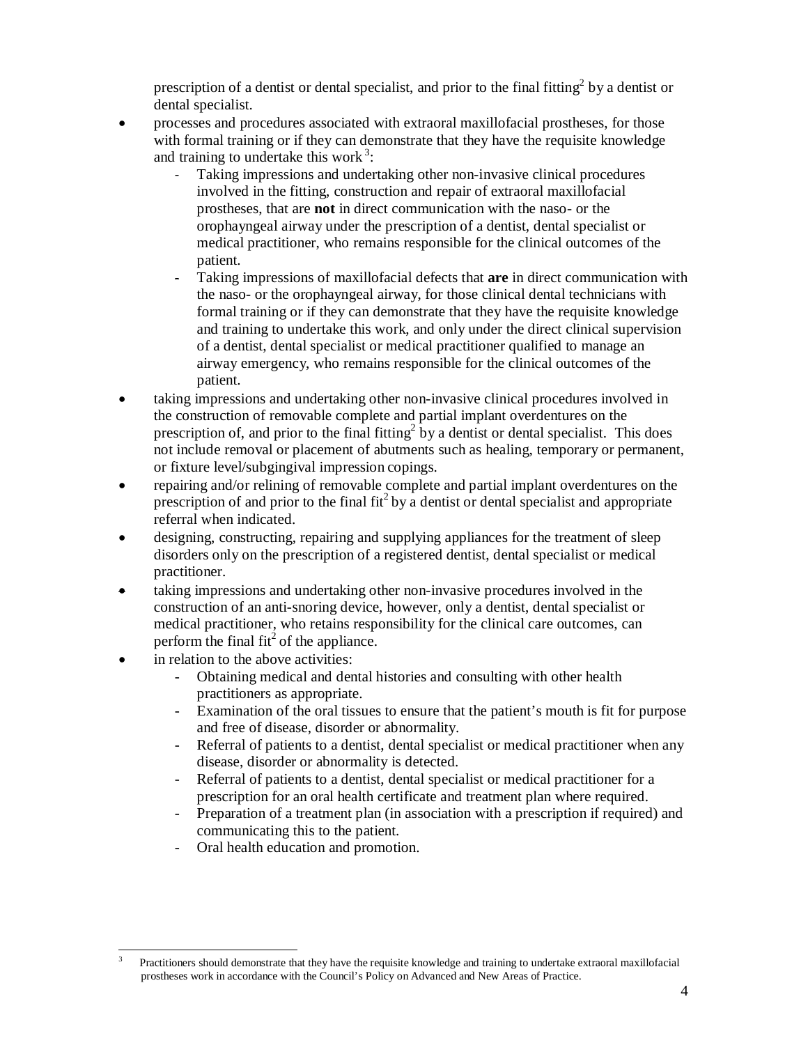prescription of a dentist or dental specialist, and prior to the final fitting[2] by a dentist or dental specialist.

- processes and procedures associated with extraoral maxillofacial prostheses, for those with formal training or if they can demonstrate that they have the requisite knowledge and training to undertake this work[3]:
  - Taking impressions and undertaking other non-invasive clinical procedures involved in the fitting, construction and repair of extraoral maxillofacial prostheses, that are **not** in direct communication with the naso- or the orophayngeal airway under the prescription of a dentist, dental specialist or medical practitioner, who remains responsible for the clinical outcomes of the patient.
  - Taking impressions of maxillofacial defects that **are** in direct communication with the naso- or the orophayngeal airway, for those clinical dental technicians with formal training or if they can demonstrate that they have the requisite knowledge and training to undertake this work, and only under the direct clinical supervision of a dentist, dental specialist or medical practitioner qualified to manage an airway emergency, who remains responsible for the clinical outcomes of the patient.
- taking impressions and undertaking other non-invasive clinical procedures involved in the construction of removable complete and partial implant overdentures on the prescription of, and prior to the final fitting[2] by a dentist or dental specialist. This does not include removal or placement of abutments such as healing, temporary or permanent, or fixture level/subgingival impression copings.
- repairing and/or relining of removable complete and partial implant overdentures on the prescription of and prior to the final fit[2] by a dentist or dental specialist and appropriate referral when indicated.
- designing, constructing, repairing and supplying appliances for the treatment of sleep disorders only on the prescription of a registered dentist, dental specialist or medical practitioner.
- taking impressions and undertaking other non-invasive procedures involved in the construction of an anti-snoring device, however, only a dentist, dental specialist or medical practitioner, who retains responsibility for the clinical care outcomes, can perform the final fit[2] of the appliance.
- in relation to the above activities:
  - Obtaining medical and dental histories and consulting with other health practitioners as appropriate.
  - Examination of the oral tissues to ensure that the patient's mouth is fit for purpose and free of disease, disorder or abnormality.
  - Referral of patients to a dentist, dental specialist or medical practitioner when any disease, disorder or abnormality is detected.
  - Referral of patients to a dentist, dental specialist or medical practitioner for a prescription for an oral health certificate and treatment plan where required.
  - Preparation of a treatment plan (in association with a prescription if required) and communicating this to the patient.
  - Oral health education and promotion.

---

[3] Practitioners should demonstrate that they have the requisite knowledge and training to undertake extraoral maxillofacial prostheses work in accordance with the Council's Policy on Advanced and New Areas of Practice.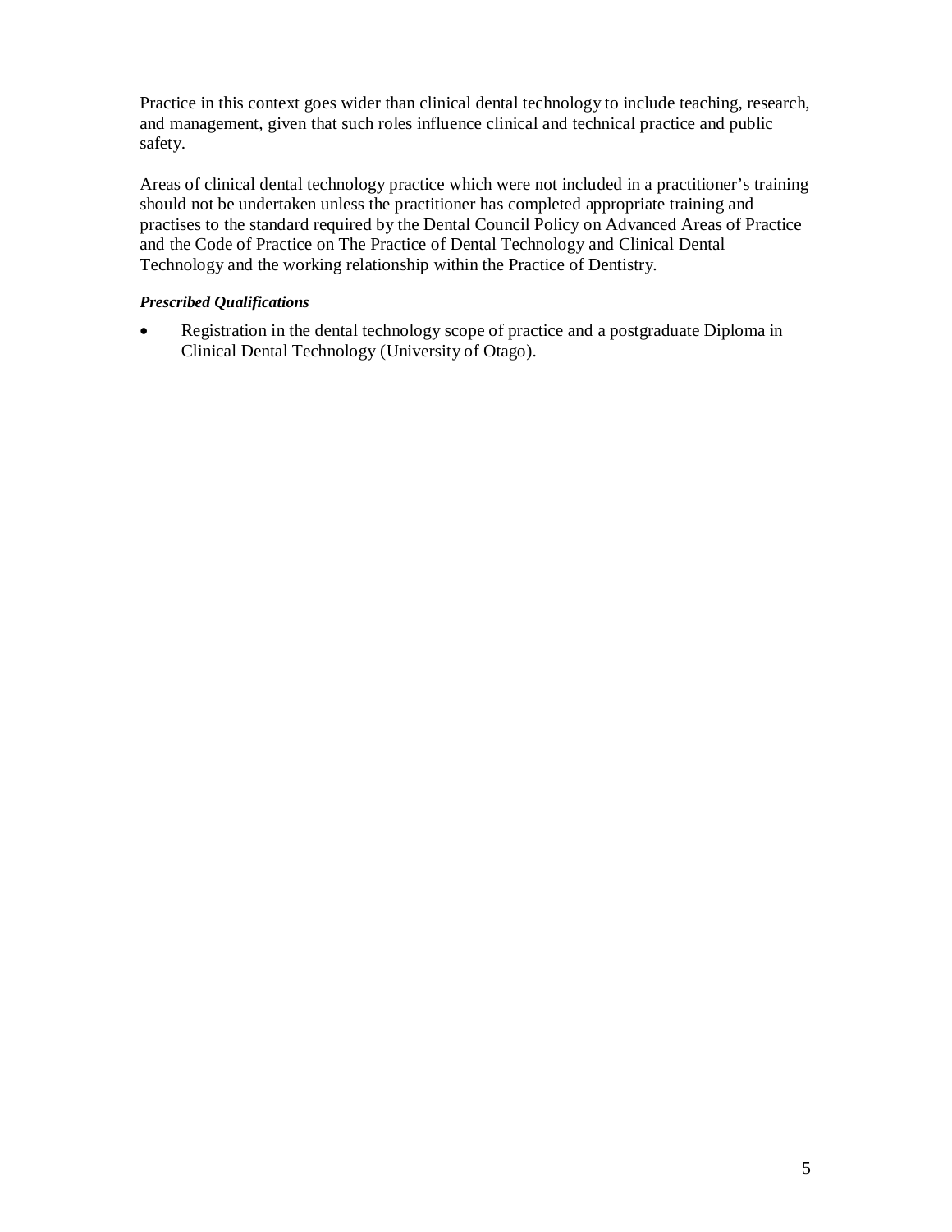Practice in this context goes wider than clinical dental technology to include teaching, research, and management, given that such roles influence clinical and technical practice and public safety.

Areas of clinical dental technology practice which were not included in a practitioner's training should not be undertaken unless the practitioner has completed appropriate training and practises to the standard required by the Dental Council Policy on Advanced Areas of Practice and the Code of Practice on The Practice of Dental Technology and Clinical Dental Technology and the working relationship within the Practice of Dentistry.

***Prescribed Qualifications***

- Registration in the dental technology scope of practice and a postgraduate Diploma in Clinical Dental Technology (University of Otago).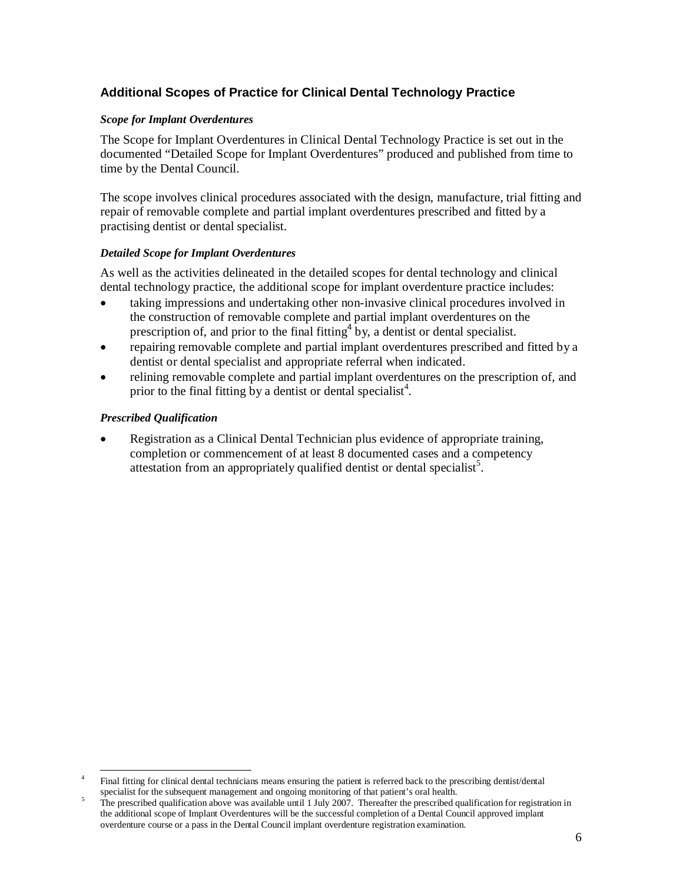## Additional Scopes of Practice for Clinical Dental Technology Practice

### *Scope for Implant Overdentures*

The Scope for Implant Overdentures in Clinical Dental Technology Practice is set out in the documented "Detailed Scope for Implant Overdentures" produced and published from time to time by the Dental Council.

The scope involves clinical procedures associated with the design, manufacture, trial fitting and repair of removable complete and partial implant overdentures prescribed and fitted by a practising dentist or dental specialist.

### *Detailed Scope for Implant Overdentures*

As well as the activities delineated in the detailed scopes for dental technology and clinical dental technology practice, the additional scope for implant overdenture practice includes:

- taking impressions and undertaking other non-invasive clinical procedures involved in the construction of removable complete and partial implant overdentures on the prescription of, and prior to the final fitting[4] by, a dentist or dental specialist.
- repairing removable complete and partial implant overdentures prescribed and fitted by a dentist or dental specialist and appropriate referral when indicated.
- relining removable complete and partial implant overdentures on the prescription of, and prior to the final fitting by a dentist or dental specialist[4].

### *Prescribed Qualification*

- Registration as a Clinical Dental Technician plus evidence of appropriate training, completion or commencement of at least 8 documented cases and a competency attestation from an appropriately qualified dentist or dental specialist[5].

---

[4] Final fitting for clinical dental technicians means ensuring the patient is referred back to the prescribing dentist/dental specialist for the subsequent management and ongoing monitoring of that patient's oral health.

[5] The prescribed qualification above was available until 1 July 2007. Thereafter the prescribed qualification for registration in the additional scope of Implant Overdentures will be the successful completion of a Dental Council approved implant overdenture course or a pass in the Dental Council implant overdenture registration examination.